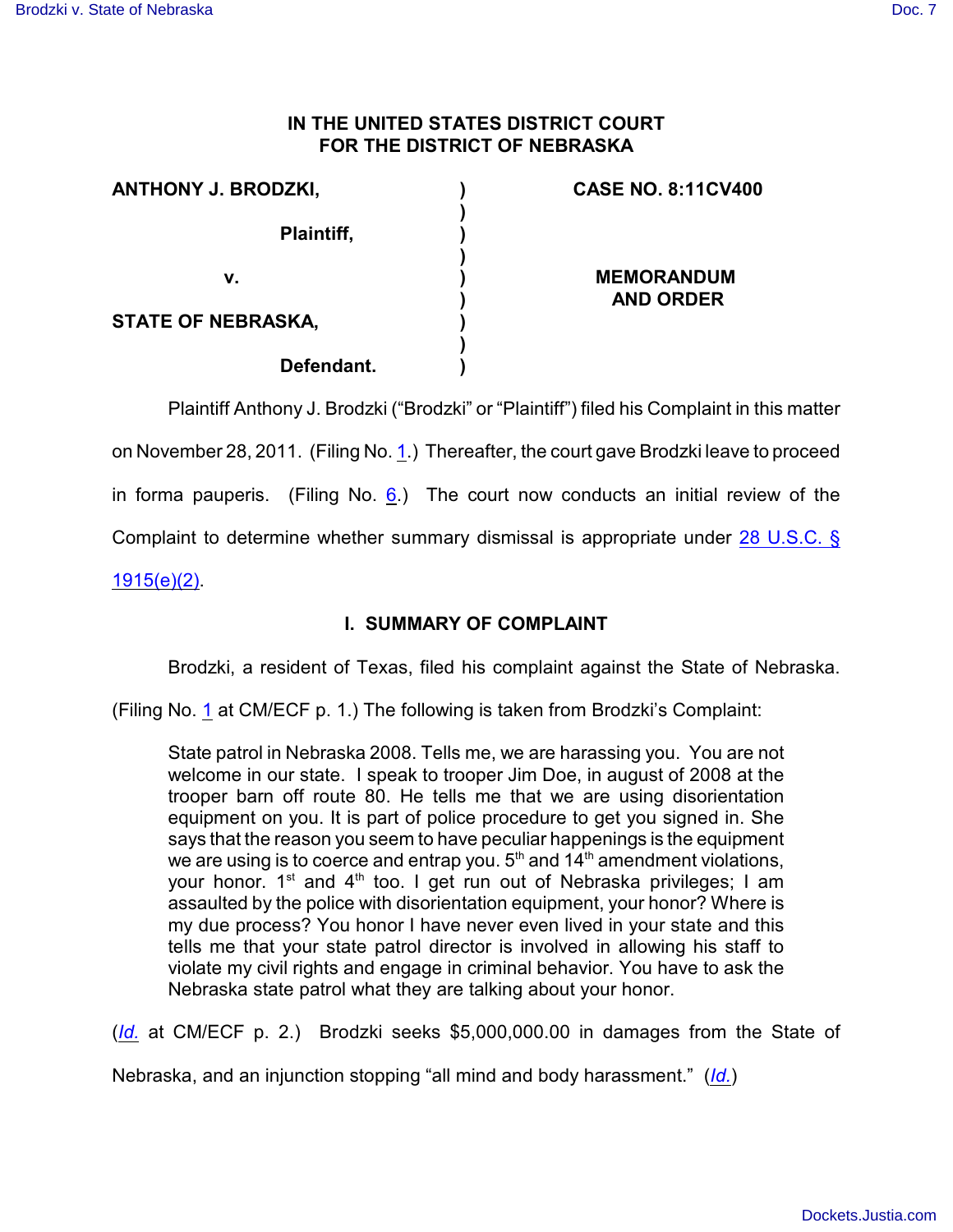**IN THE UNITED STATES DISTRICT COURT
FOR THE DISTRICT OF NEBRASKA**

| | | |
|---|---|---|
| **ANTHONY J. BRODZKI,** | ) | **CASE NO. 8:11CV400** |
| | ) | |
| **Plaintiff,** | ) | |
| | ) | |
| **v.** | ) | **MEMORANDUM AND ORDER** |
| | ) | |
| **STATE OF NEBRASKA,** | ) | |
| | ) | |
| **Defendant.** | ) | |

Plaintiff Anthony J. Brodzki ("Brodzki" or "Plaintiff") filed his Complaint in this matter on November 28, 2011. (Filing No. 1.) Thereafter, the court gave Brodzki leave to proceed in forma pauperis. (Filing No. 6.) The court now conducts an initial review of the Complaint to determine whether summary dismissal is appropriate under 28 U.S.C. § 1915(e)(2).

## I. SUMMARY OF COMPLAINT

Brodzki, a resident of Texas, filed his complaint against the State of Nebraska. (Filing No. 1 at CM/ECF p. 1.) The following is taken from Brodzki's Complaint:

> State patrol in Nebraska 2008. Tells me, we are harassing you. You are not welcome in our state. I speak to trooper Jim Doe, in august of 2008 at the trooper barn off route 80. He tells me that we are using disorientation equipment on you. It is part of police procedure to get you signed in. She says that the reason you seem to have peculiar happenings is the equipment we are using is to coerce and entrap you. 5th and 14th amendment violations, your honor. 1st and 4th too. I get run out of Nebraska privileges; I am assaulted by the police with disorientation equipment, your honor? Where is my due process? You honor I have never even lived in your state and this tells me that your state patrol director is involved in allowing his staff to violate my civil rights and engage in criminal behavior. You have to ask the Nebraska state patrol what they are talking about your honor.

(*Id.* at CM/ECF p. 2.) Brodzki seeks $5,000,000.00 in damages from the State of Nebraska, and an injunction stopping "all mind and body harassment." (*Id.*)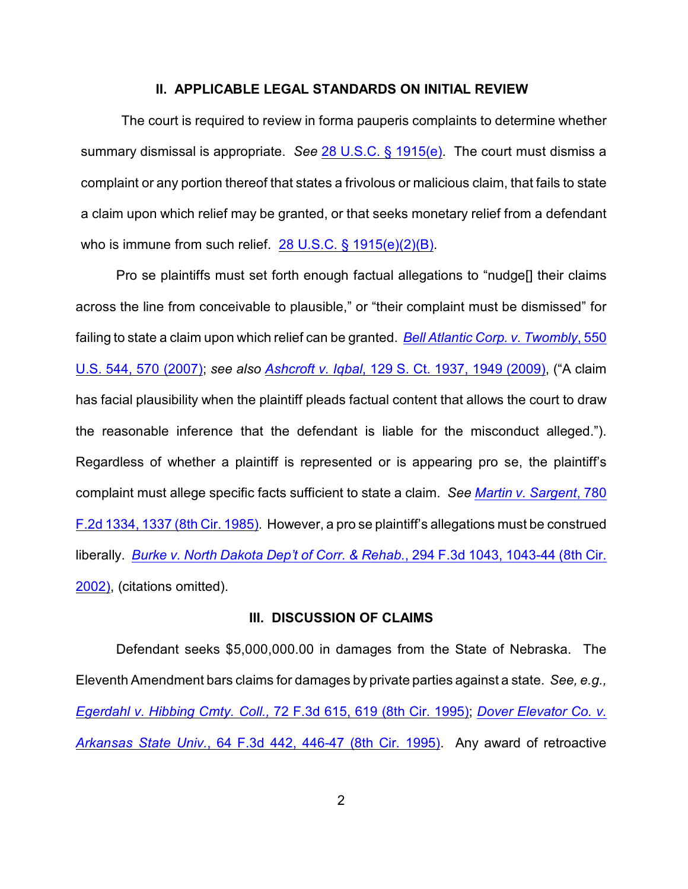## II. APPLICABLE LEGAL STANDARDS ON INITIAL REVIEW

The court is required to review in forma pauperis complaints to determine whether summary dismissal is appropriate. *See* 28 U.S.C. § 1915(e). The court must dismiss a complaint or any portion thereof that states a frivolous or malicious claim, that fails to state a claim upon which relief may be granted, or that seeks monetary relief from a defendant who is immune from such relief. 28 U.S.C. § 1915(e)(2)(B).

Pro se plaintiffs must set forth enough factual allegations to "nudge[] their claims across the line from conceivable to plausible," or "their complaint must be dismissed" for failing to state a claim upon which relief can be granted. *Bell Atlantic Corp. v. Twombly*, 550 U.S. 544, 570 (2007); *see also* *Ashcroft v. Iqbal*, 129 S. Ct. 1937, 1949 (2009), ("A claim has facial plausibility when the plaintiff pleads factual content that allows the court to draw the reasonable inference that the defendant is liable for the misconduct alleged."). Regardless of whether a plaintiff is represented or is appearing pro se, the plaintiff's complaint must allege specific facts sufficient to state a claim. *See* *Martin v. Sargent*, 780 F.2d 1334, 1337 (8th Cir. 1985). However, a pro se plaintiff's allegations must be construed liberally. *Burke v. North Dakota Dep't of Corr. & Rehab.*, 294 F.3d 1043, 1043-44 (8th Cir. 2002), (citations omitted).

## III. DISCUSSION OF CLAIMS

Defendant seeks $5,000,000.00 in damages from the State of Nebraska. The Eleventh Amendment bars claims for damages by private parties against a state. *See, e.g.,* *Egerdahl v. Hibbing Cmty. Coll.*, 72 F.3d 615, 619 (8th Cir. 1995); *Dover Elevator Co. v. Arkansas State Univ.*, 64 F.3d 442, 446-47 (8th Cir. 1995). Any award of retroactive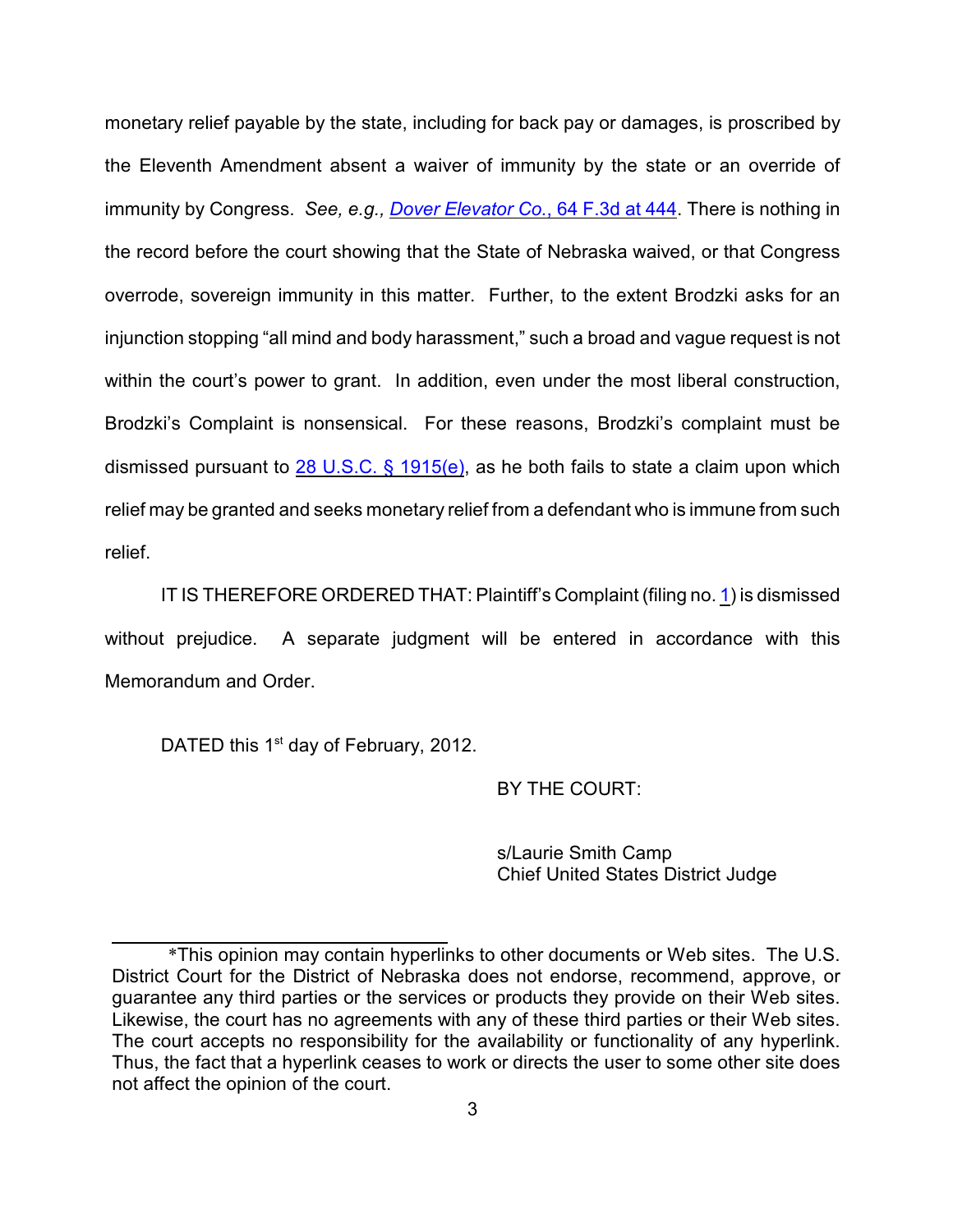monetary relief payable by the state, including for back pay or damages, is proscribed by the Eleventh Amendment absent a waiver of immunity by the state or an override of immunity by Congress. *See, e.g., Dover Elevator Co.*, 64 F.3d at 444. There is nothing in the record before the court showing that the State of Nebraska waived, or that Congress overrode, sovereign immunity in this matter. Further, to the extent Brodzki asks for an injunction stopping "all mind and body harassment," such a broad and vague request is not within the court's power to grant. In addition, even under the most liberal construction, Brodzki's Complaint is nonsensical. For these reasons, Brodzki's complaint must be dismissed pursuant to 28 U.S.C. § 1915(e), as he both fails to state a claim upon which relief may be granted and seeks monetary relief from a defendant who is immune from such relief.

IT IS THEREFORE ORDERED THAT: Plaintiff's Complaint (filing no. 1) is dismissed without prejudice. A separate judgment will be entered in accordance with this Memorandum and Order.

DATED this 1st day of February, 2012.

BY THE COURT:

s/Laurie Smith Camp
Chief United States District Judge

---

*This opinion may contain hyperlinks to other documents or Web sites. The U.S. District Court for the District of Nebraska does not endorse, recommend, approve, or guarantee any third parties or the services or products they provide on their Web sites. Likewise, the court has no agreements with any of these third parties or their Web sites. The court accepts no responsibility for the availability or functionality of any hyperlink. Thus, the fact that a hyperlink ceases to work or directs the user to some other site does not affect the opinion of the court.